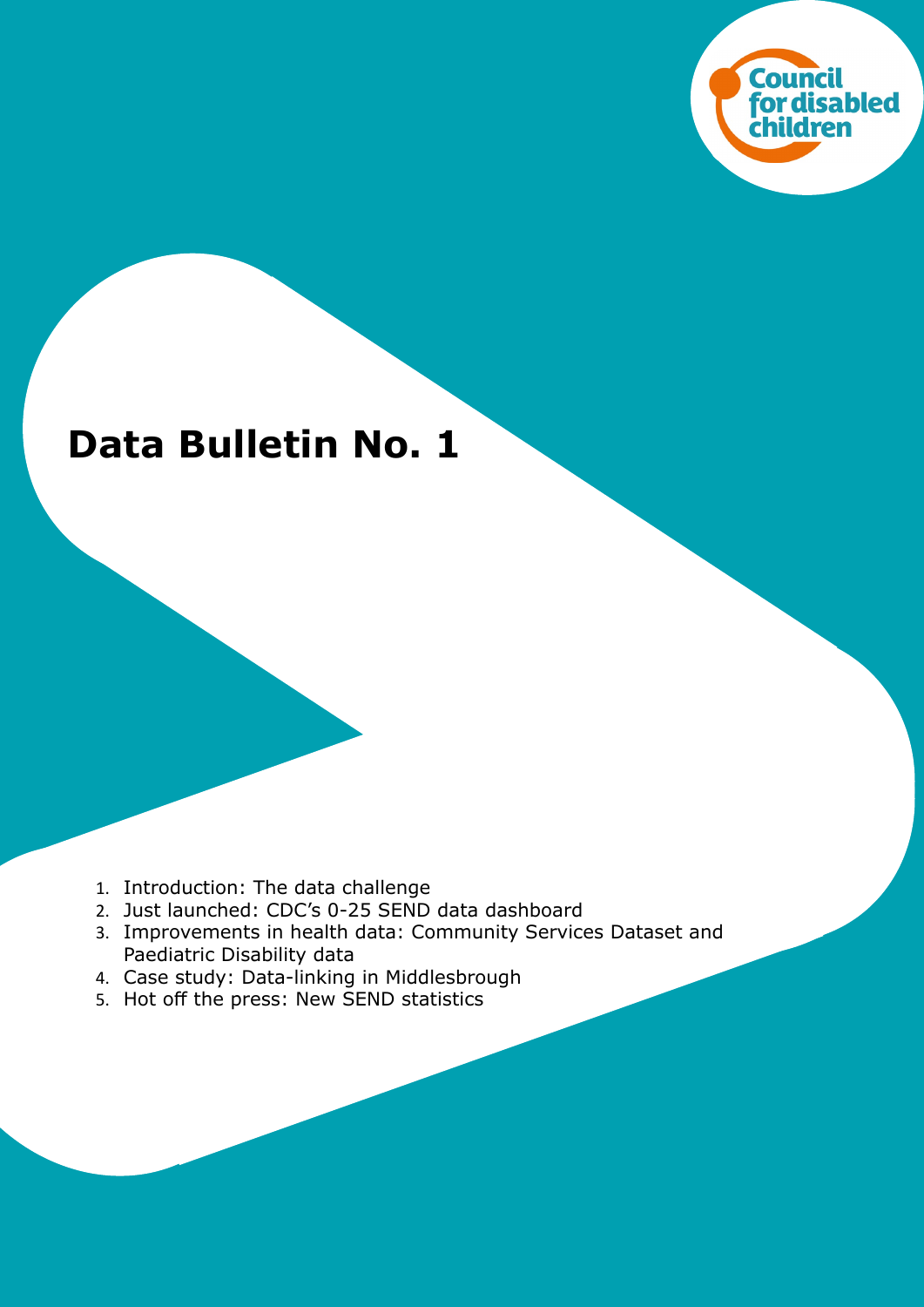Council for disabled children

# Data Bulletin No. 1

1. Introduction: The data challenge
2. Just launched: CDC's 0-25 SEND data dashboard
3. Improvements in health data: Community Services Dataset and Paediatric Disability data
4. Case study: Data-linking in Middlesbrough
5. Hot off the press: New SEND statistics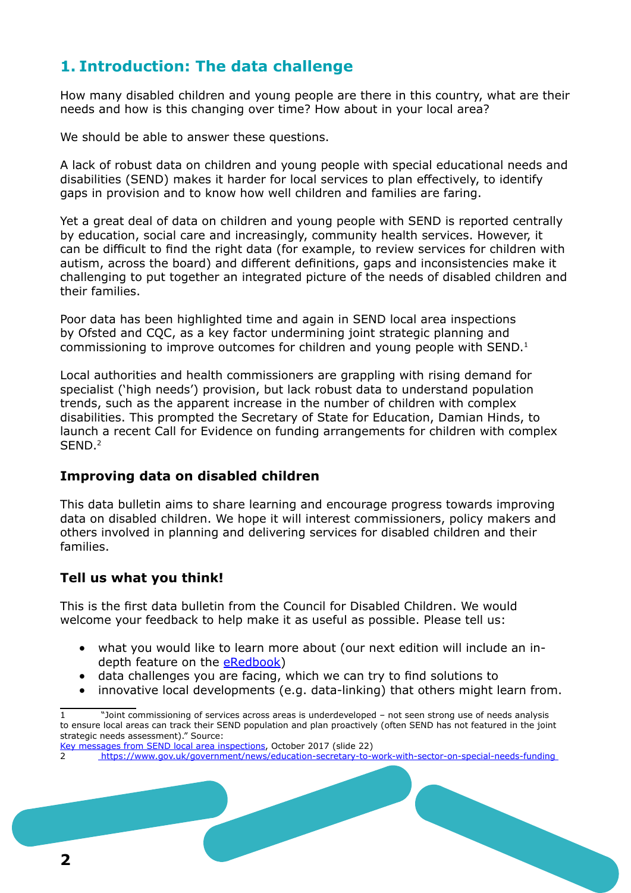## 1. Introduction: The data challenge

How many disabled children and young people are there in this country, what are their needs and how is this changing over time? How about in your local area?

We should be able to answer these questions.

A lack of robust data on children and young people with special educational needs and disabilities (SEND) makes it harder for local services to plan effectively, to identify gaps in provision and to know how well children and families are faring.

Yet a great deal of data on children and young people with SEND is reported centrally by education, social care and increasingly, community health services. However, it can be difficult to find the right data (for example, to review services for children with autism, across the board) and different definitions, gaps and inconsistencies make it challenging to put together an integrated picture of the needs of disabled children and their families.

Poor data has been highlighted time and again in SEND local area inspections by Ofsted and CQC, as a key factor undermining joint strategic planning and commissioning to improve outcomes for children and young people with SEND.[1]

Local authorities and health commissioners are grappling with rising demand for specialist ('high needs') provision, but lack robust data to understand population trends, such as the apparent increase in the number of children with complex disabilities. This prompted the Secretary of State for Education, Damian Hinds, to launch a recent Call for Evidence on funding arrangements for children with complex SEND.[2]

### Improving data on disabled children

This data bulletin aims to share learning and encourage progress towards improving data on disabled children. We hope it will interest commissioners, policy makers and others involved in planning and delivering services for disabled children and their families.

### Tell us what you think!

This is the first data bulletin from the Council for Disabled Children. We would welcome your feedback to help make it as useful as possible. Please tell us:

- what you would like to learn more about (our next edition will include an in-depth feature on the eRedbook)
- data challenges you are facing, which we can try to find solutions to
- innovative local developments (e.g. data-linking) that others might learn from.

---

1 "Joint commissioning of services across areas is underdeveloped – not seen strong use of needs analysis to ensure local areas can track their SEND population and plan proactively (often SEND has not featured in the joint strategic needs assessment)." Source: Key messages from SEND local area inspections, October 2017 (slide 22)

2 https://www.gov.uk/government/news/education-secretary-to-work-with-sector-on-special-needs-funding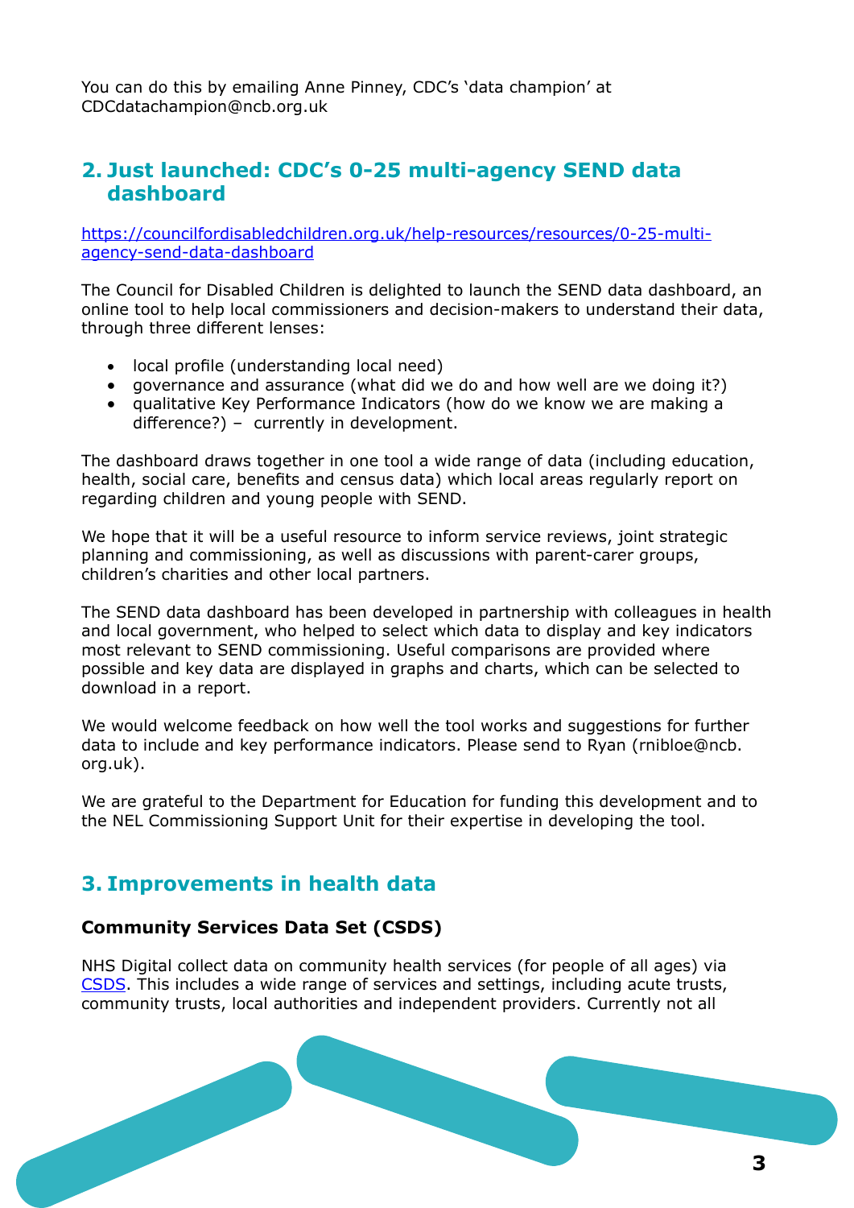You can do this by emailing Anne Pinney, CDC's 'data champion' at CDCdatachampion@ncb.org.uk

## 2. Just launched: CDC's 0-25 multi-agency SEND data dashboard

[https://councilfordisabledchildren.org.uk/help-resources/resources/0-25-multi-agency-send-data-dashboard](https://councilfordisabledchildren.org.uk/help-resources/resources/0-25-multi-agency-send-data-dashboard)

The Council for Disabled Children is delighted to launch the SEND data dashboard, an online tool to help local commissioners and decision-makers to understand their data, through three different lenses:

- local profile (understanding local need)
- governance and assurance (what did we do and how well are we doing it?)
- qualitative Key Performance Indicators (how do we know we are making a difference?) – currently in development.

The dashboard draws together in one tool a wide range of data (including education, health, social care, benefits and census data) which local areas regularly report on regarding children and young people with SEND.

We hope that it will be a useful resource to inform service reviews, joint strategic planning and commissioning, as well as discussions with parent-carer groups, children's charities and other local partners.

The SEND data dashboard has been developed in partnership with colleagues in health and local government, who helped to select which data to display and key indicators most relevant to SEND commissioning. Useful comparisons are provided where possible and key data are displayed in graphs and charts, which can be selected to download in a report.

We would welcome feedback on how well the tool works and suggestions for further data to include and key performance indicators. Please send to Ryan (rnibloe@ncb.org.uk).

We are grateful to the Department for Education for funding this development and to the NEL Commissioning Support Unit for their expertise in developing the tool.

## 3. Improvements in health data

### Community Services Data Set (CSDS)

NHS Digital collect data on community health services (for people of all ages) via CSDS. This includes a wide range of services and settings, including acute trusts, community trusts, local authorities and independent providers. Currently not all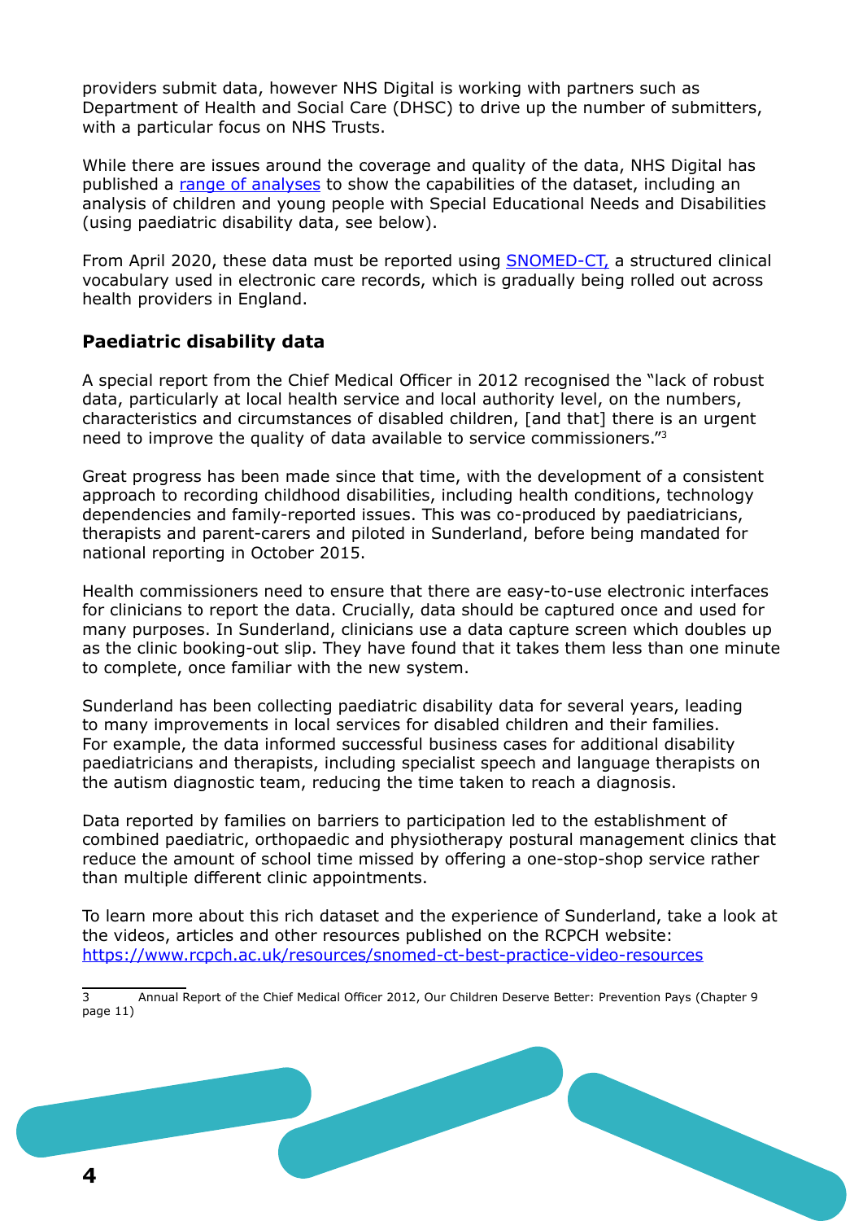providers submit data, however NHS Digital is working with partners such as Department of Health and Social Care (DHSC) to drive up the number of submitters, with a particular focus on NHS Trusts.

While there are issues around the coverage and quality of the data, NHS Digital has published a range of analyses to show the capabilities of the dataset, including an analysis of children and young people with Special Educational Needs and Disabilities (using paediatric disability data, see below).

From April 2020, these data must be reported using SNOMED-CT, a structured clinical vocabulary used in electronic care records, which is gradually being rolled out across health providers in England.

### Paediatric disability data

A special report from the Chief Medical Officer in 2012 recognised the "lack of robust data, particularly at local health service and local authority level, on the numbers, characteristics and circumstances of disabled children, [and that] there is an urgent need to improve the quality of data available to service commissioners."[3]

Great progress has been made since that time, with the development of a consistent approach to recording childhood disabilities, including health conditions, technology dependencies and family-reported issues. This was co-produced by paediatricians, therapists and parent-carers and piloted in Sunderland, before being mandated for national reporting in October 2015.

Health commissioners need to ensure that there are easy-to-use electronic interfaces for clinicians to report the data. Crucially, data should be captured once and used for many purposes. In Sunderland, clinicians use a data capture screen which doubles up as the clinic booking-out slip. They have found that it takes them less than one minute to complete, once familiar with the new system.

Sunderland has been collecting paediatric disability data for several years, leading to many improvements in local services for disabled children and their families. For example, the data informed successful business cases for additional disability paediatricians and therapists, including specialist speech and language therapists on the autism diagnostic team, reducing the time taken to reach a diagnosis.

Data reported by families on barriers to participation led to the establishment of combined paediatric, orthopaedic and physiotherapy postural management clinics that reduce the amount of school time missed by offering a one-stop-shop service rather than multiple different clinic appointments.

To learn more about this rich dataset and the experience of Sunderland, take a look at the videos, articles and other resources published on the RCPCH website: https://www.rcpch.ac.uk/resources/snomed-ct-best-practice-video-resources

---

3 Annual Report of the Chief Medical Officer 2012, Our Children Deserve Better: Prevention Pays (Chapter 9 page 11)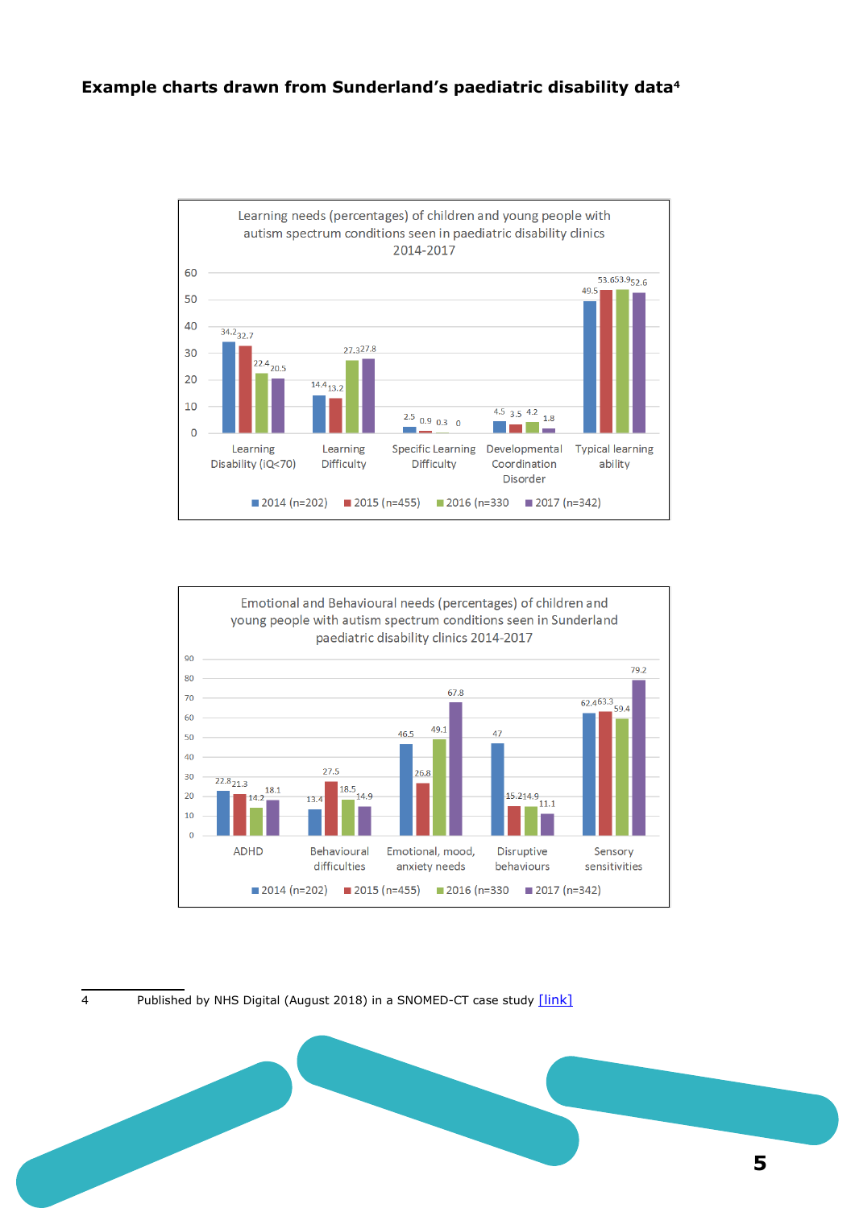**Example charts drawn from Sunderland's paediatric disability data**[4]

Learning needs (percentages) of children and young people with autism spectrum conditions seen in paediatric disability clinics 2014-2017

| | 2014 (n=202) | 2015 (n=455) | 2016 (n=330 | 2017 (n=342) |
|---|---|---|---|---|
| Learning Disability (iQ<70) | 34.2 | 32.7 | 22.4 | 20.5 |
| Learning Difficulty | 14.4 | 13.2 | 27.3 | 27.8 |
| Specific Learning Difficulty | 2.5 | 0.9 | 0.3 | 0 |
| Developmental Coordination Disorder | 4.5 | 3.5 | 4.2 | 1.8 |
| Typical learning ability | 49.5 | 53.6 | 53.9 | 52.6 |

Emotional and Behavioural needs (percentages) of children and young people with autism spectrum conditions seen in Sunderland paediatric disability clinics 2014-2017

| | 2014 (n=202) | 2015 (n=455) | 2016 (n=330 | 2017 (n=342) |
|---|---|---|---|---|
| ADHD | 22.8 | 21.3 | 14.2 | 18.1 |
| Behavioural difficulties | 13.4 | 27.5 | 18.5 | 14.9 |
| Emotional, mood, anxiety needs | 46.5 | 26.8 | 49.1 | 67.8 |
| Disruptive behaviours | 47 | 15.2 | 14.9 | 11.1 |
| Sensory sensitivities | 62.4 | 63.3 | 59.4 | 79.2 |

---

4 Published by NHS Digital (August 2018) in a SNOMED-CT case study [link]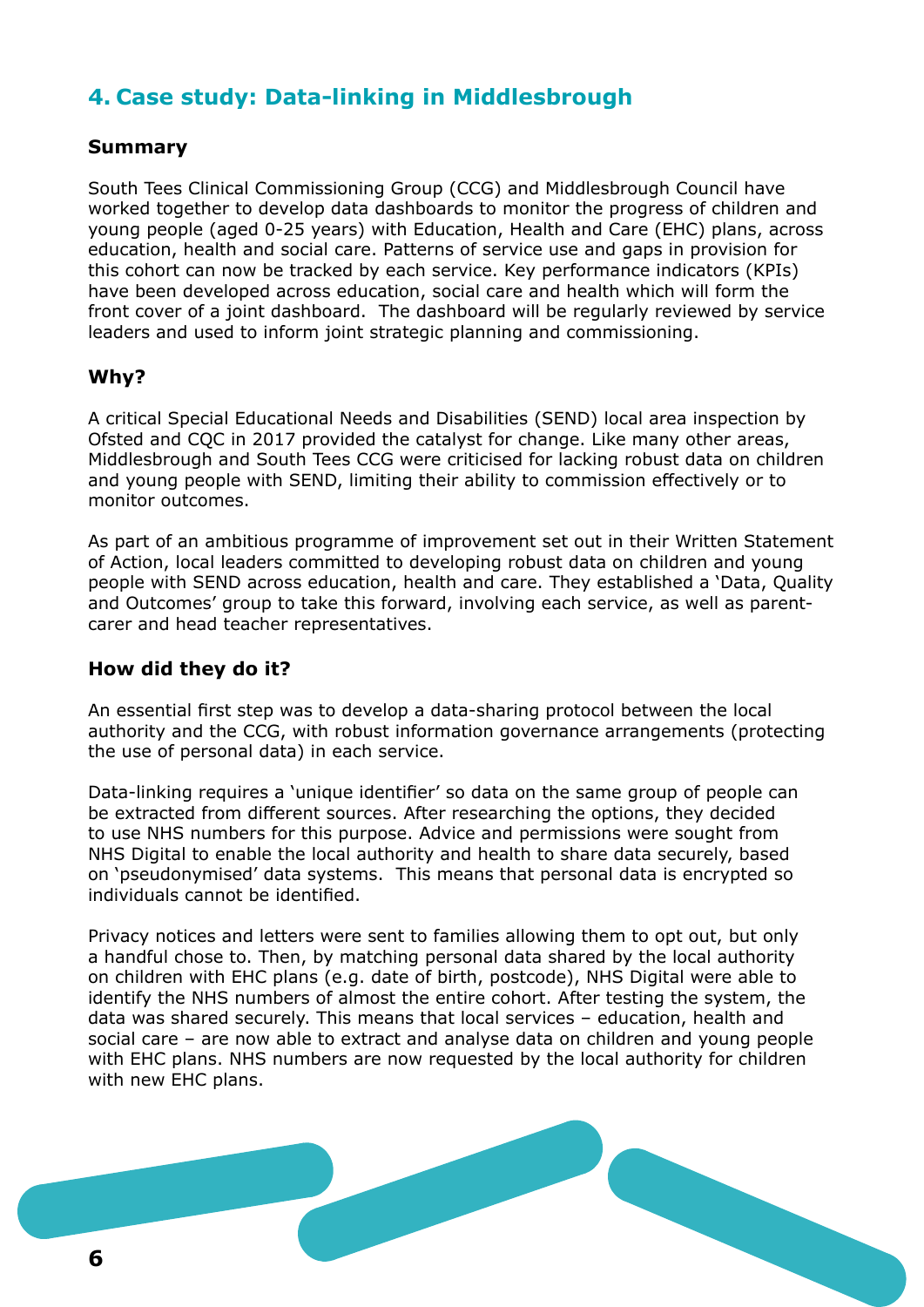## 4. Case study: Data-linking in Middlesbrough

### Summary

South Tees Clinical Commissioning Group (CCG) and Middlesbrough Council have worked together to develop data dashboards to monitor the progress of children and young people (aged 0-25 years) with Education, Health and Care (EHC) plans, across education, health and social care. Patterns of service use and gaps in provision for this cohort can now be tracked by each service. Key performance indicators (KPIs) have been developed across education, social care and health which will form the front cover of a joint dashboard. The dashboard will be regularly reviewed by service leaders and used to inform joint strategic planning and commissioning.

### Why?

A critical Special Educational Needs and Disabilities (SEND) local area inspection by Ofsted and CQC in 2017 provided the catalyst for change. Like many other areas, Middlesbrough and South Tees CCG were criticised for lacking robust data on children and young people with SEND, limiting their ability to commission effectively or to monitor outcomes.

As part of an ambitious programme of improvement set out in their Written Statement of Action, local leaders committed to developing robust data on children and young people with SEND across education, health and care. They established a 'Data, Quality and Outcomes' group to take this forward, involving each service, as well as parent-carer and head teacher representatives.

### How did they do it?

An essential first step was to develop a data-sharing protocol between the local authority and the CCG, with robust information governance arrangements (protecting the use of personal data) in each service.

Data-linking requires a 'unique identifier' so data on the same group of people can be extracted from different sources. After researching the options, they decided to use NHS numbers for this purpose. Advice and permissions were sought from NHS Digital to enable the local authority and health to share data securely, based on 'pseudonymised' data systems. This means that personal data is encrypted so individuals cannot be identified.

Privacy notices and letters were sent to families allowing them to opt out, but only a handful chose to. Then, by matching personal data shared by the local authority on children with EHC plans (e.g. date of birth, postcode), NHS Digital were able to identify the NHS numbers of almost the entire cohort. After testing the system, the data was shared securely. This means that local services – education, health and social care – are now able to extract and analyse data on children and young people with EHC plans. NHS numbers are now requested by the local authority for children with new EHC plans.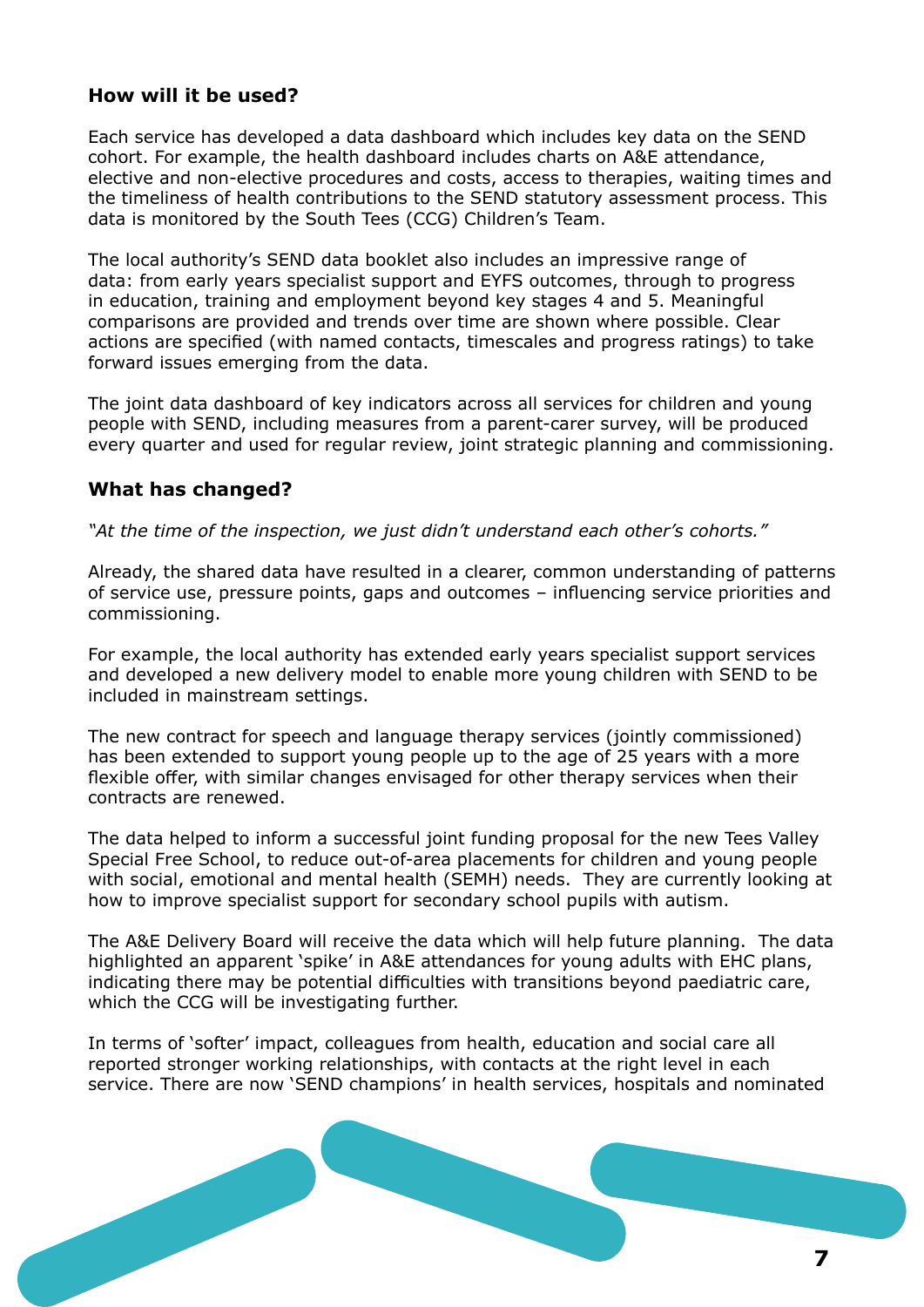**How will it be used?**

Each service has developed a data dashboard which includes key data on the SEND cohort. For example, the health dashboard includes charts on A&E attendance, elective and non-elective procedures and costs, access to therapies, waiting times and the timeliness of health contributions to the SEND statutory assessment process. This data is monitored by the South Tees (CCG) Children's Team.

The local authority's SEND data booklet also includes an impressive range of data: from early years specialist support and EYFS outcomes, through to progress in education, training and employment beyond key stages 4 and 5. Meaningful comparisons are provided and trends over time are shown where possible. Clear actions are specified (with named contacts, timescales and progress ratings) to take forward issues emerging from the data.

The joint data dashboard of key indicators across all services for children and young people with SEND, including measures from a parent-carer survey, will be produced every quarter and used for regular review, joint strategic planning and commissioning.

**What has changed?**

*"At the time of the inspection, we just didn't understand each other's cohorts."*

Already, the shared data have resulted in a clearer, common understanding of patterns of service use, pressure points, gaps and outcomes – influencing service priorities and commissioning.

For example, the local authority has extended early years specialist support services and developed a new delivery model to enable more young children with SEND to be included in mainstream settings.

The new contract for speech and language therapy services (jointly commissioned) has been extended to support young people up to the age of 25 years with a more flexible offer, with similar changes envisaged for other therapy services when their contracts are renewed.

The data helped to inform a successful joint funding proposal for the new Tees Valley Special Free School, to reduce out-of-area placements for children and young people with social, emotional and mental health (SEMH) needs. They are currently looking at how to improve specialist support for secondary school pupils with autism.

The A&E Delivery Board will receive the data which will help future planning. The data highlighted an apparent 'spike' in A&E attendances for young adults with EHC plans, indicating there may be potential difficulties with transitions beyond paediatric care, which the CCG will be investigating further.

In terms of 'softer' impact, colleagues from health, education and social care all reported stronger working relationships, with contacts at the right level in each service. There are now 'SEND champions' in health services, hospitals and nominated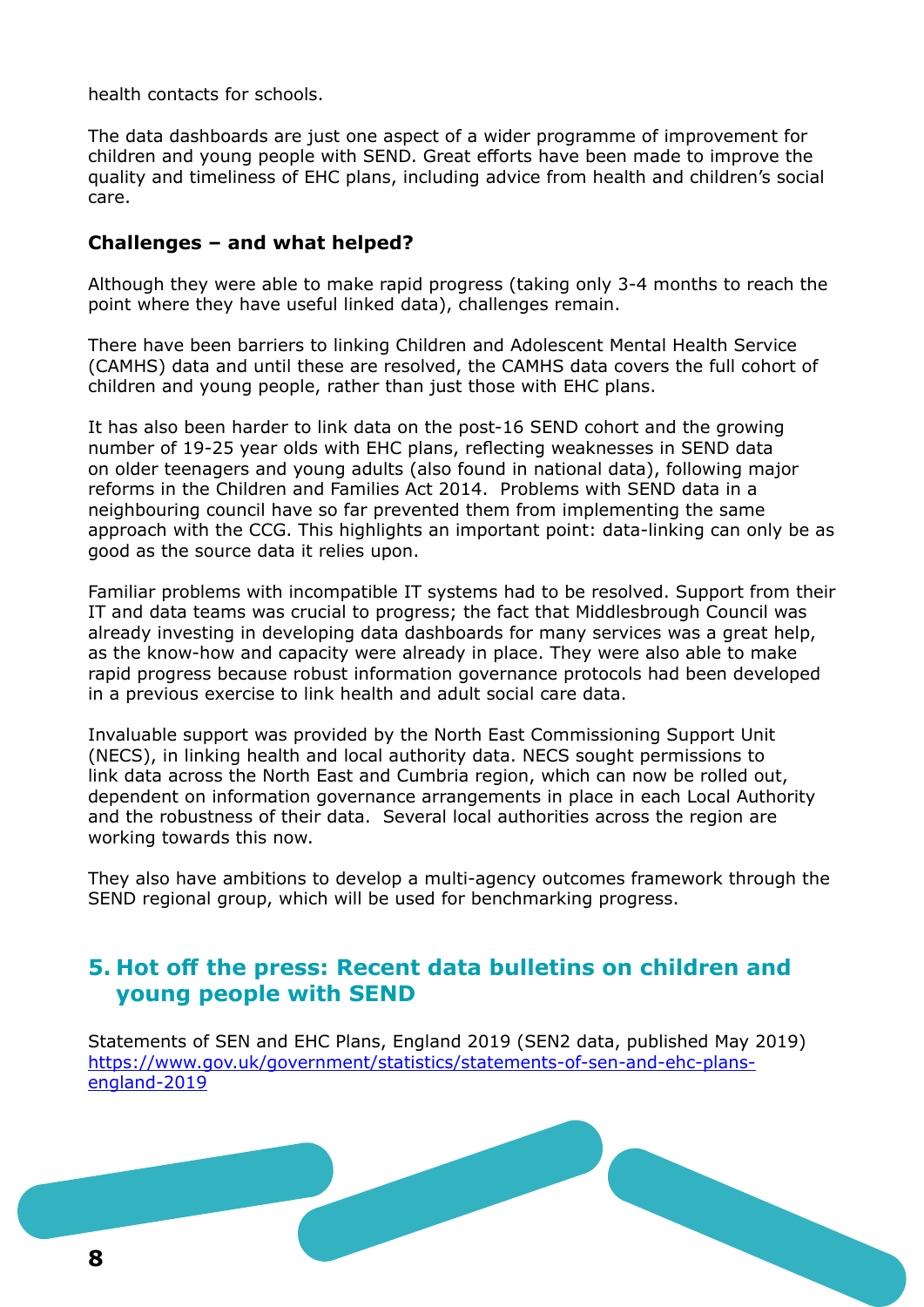health contacts for schools.

The data dashboards are just one aspect of a wider programme of improvement for children and young people with SEND. Great efforts have been made to improve the quality and timeliness of EHC plans, including advice from health and children's social care.

### Challenges – and what helped?

Although they were able to make rapid progress (taking only 3-4 months to reach the point where they have useful linked data), challenges remain.

There have been barriers to linking Children and Adolescent Mental Health Service (CAMHS) data and until these are resolved, the CAMHS data covers the full cohort of children and young people, rather than just those with EHC plans.

It has also been harder to link data on the post-16 SEND cohort and the growing number of 19-25 year olds with EHC plans, reflecting weaknesses in SEND data on older teenagers and young adults (also found in national data), following major reforms in the Children and Families Act 2014. Problems with SEND data in a neighbouring council have so far prevented them from implementing the same approach with the CCG. This highlights an important point: data-linking can only be as good as the source data it relies upon.

Familiar problems with incompatible IT systems had to be resolved. Support from their IT and data teams was crucial to progress; the fact that Middlesbrough Council was already investing in developing data dashboards for many services was a great help, as the know-how and capacity were already in place. They were also able to make rapid progress because robust information governance protocols had been developed in a previous exercise to link health and adult social care data.

Invaluable support was provided by the North East Commissioning Support Unit (NECS), in linking health and local authority data. NECS sought permissions to link data across the North East and Cumbria region, which can now be rolled out, dependent on information governance arrangements in place in each Local Authority and the robustness of their data. Several local authorities across the region are working towards this now.

They also have ambitions to develop a multi-agency outcomes framework through the SEND regional group, which will be used for benchmarking progress.

## 5. Hot off the press: Recent data bulletins on children and young people with SEND

Statements of SEN and EHC Plans, England 2019 (SEN2 data, published May 2019) [https://www.gov.uk/government/statistics/statements-of-sen-and-ehc-plans-england-2019](https://www.gov.uk/government/statistics/statements-of-sen-and-ehc-plans-england-2019)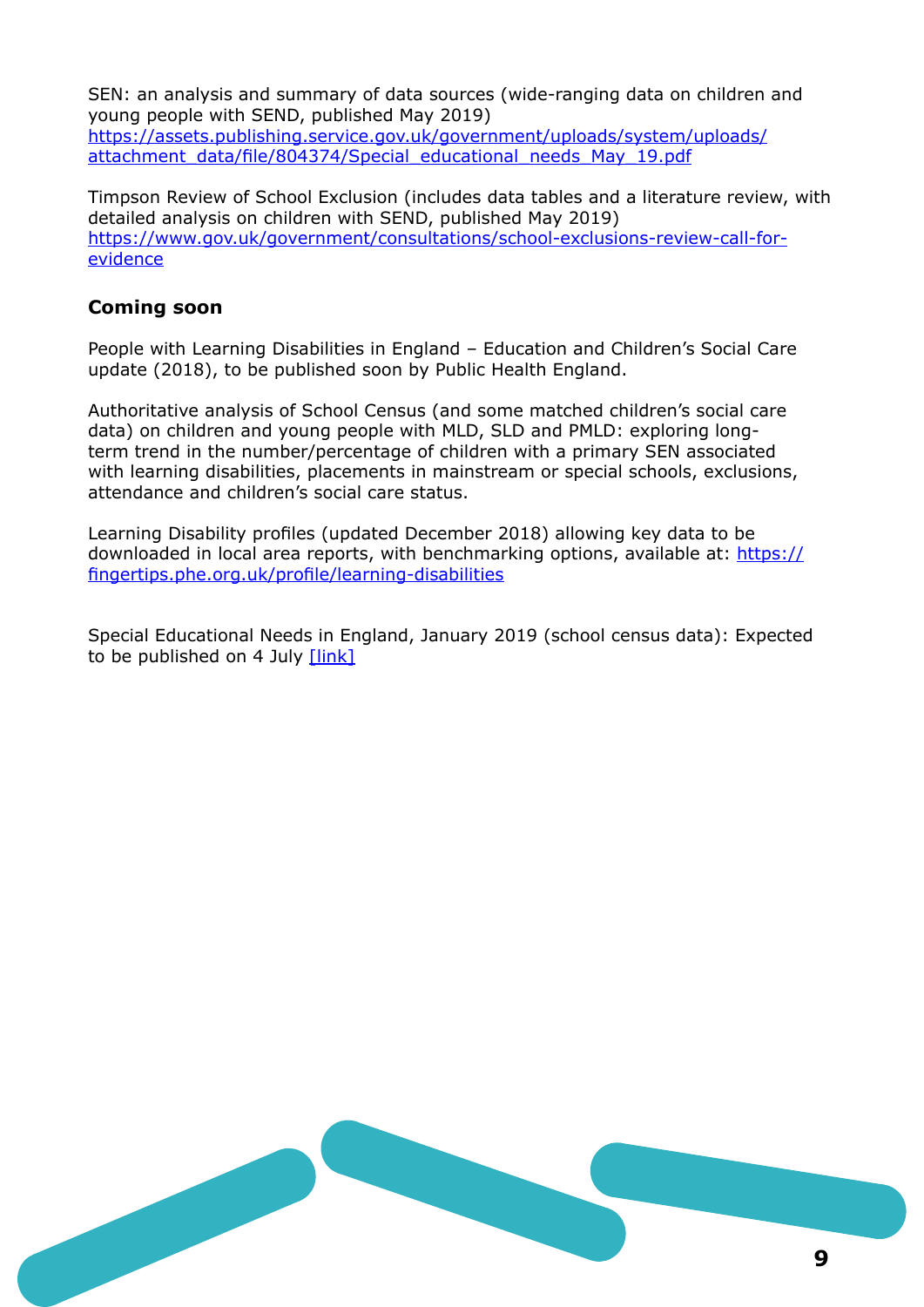SEN: an analysis and summary of data sources (wide-ranging data on children and young people with SEND, published May 2019)
[https://assets.publishing.service.gov.uk/government/uploads/system/uploads/attachment_data/file/804374/Special_educational_needs_May_19.pdf](https://assets.publishing.service.gov.uk/government/uploads/system/uploads/attachment_data/file/804374/Special_educational_needs_May_19.pdf)

Timpson Review of School Exclusion (includes data tables and a literature review, with detailed analysis on children with SEND, published May 2019)
[https://www.gov.uk/government/consultations/school-exclusions-review-call-for-evidence](https://www.gov.uk/government/consultations/school-exclusions-review-call-for-evidence)

### Coming soon

People with Learning Disabilities in England – Education and Children's Social Care update (2018), to be published soon by Public Health England.

Authoritative analysis of School Census (and some matched children's social care data) on children and young people with MLD, SLD and PMLD: exploring long-term trend in the number/percentage of children with a primary SEN associated with learning disabilities, placements in mainstream or special schools, exclusions, attendance and children's social care status.

Learning Disability profiles (updated December 2018) allowing key data to be downloaded in local area reports, with benchmarking options, available at: [https://fingertips.phe.org.uk/profile/learning-disabilities](https://fingertips.phe.org.uk/profile/learning-disabilities)

Special Educational Needs in England, January 2019 (school census data): Expected to be published on 4 July [link]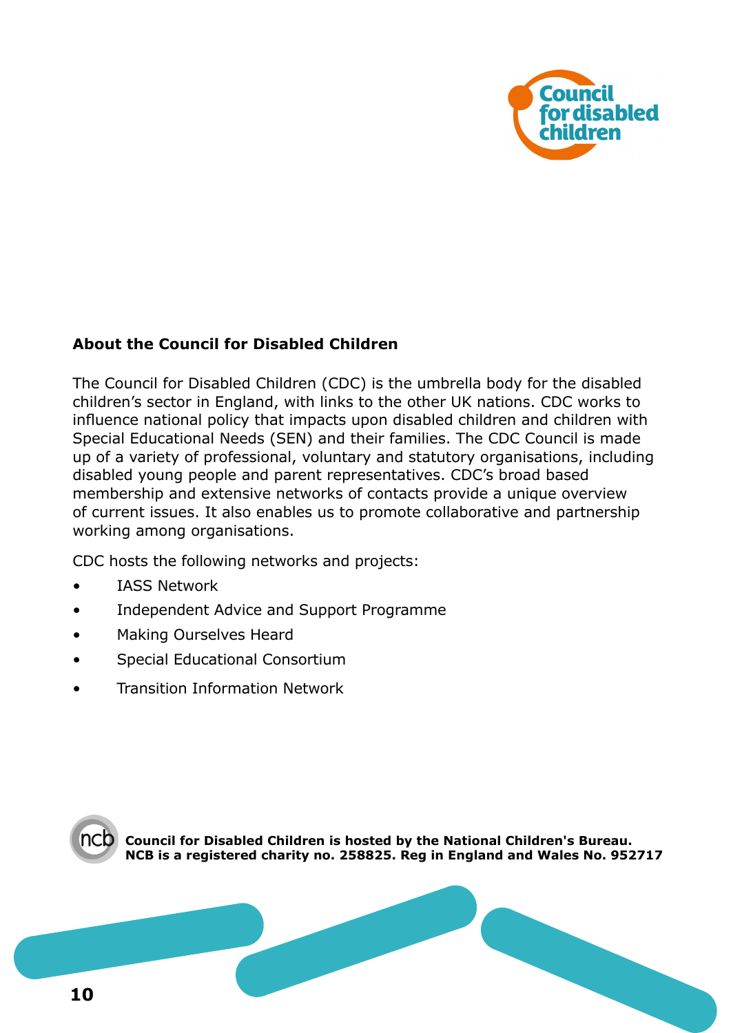## About the Council for Disabled Children

The Council for Disabled Children (CDC) is the umbrella body for the disabled children's sector in England, with links to the other UK nations. CDC works to influence national policy that impacts upon disabled children and children with Special Educational Needs (SEN) and their families. The CDC Council is made up of a variety of professional, voluntary and statutory organisations, including disabled young people and parent representatives. CDC's broad based membership and extensive networks of contacts provide a unique overview of current issues. It also enables us to promote collaborative and partnership working among organisations.

CDC hosts the following networks and projects:

- IASS Network
- Independent Advice and Support Programme
- Making Ourselves Heard
- Special Educational Consortium
- Transition Information Network

**Council for Disabled Children is hosted by the National Children's Bureau. NCB is a registered charity no. 258825. Reg in England and Wales No. 952717**